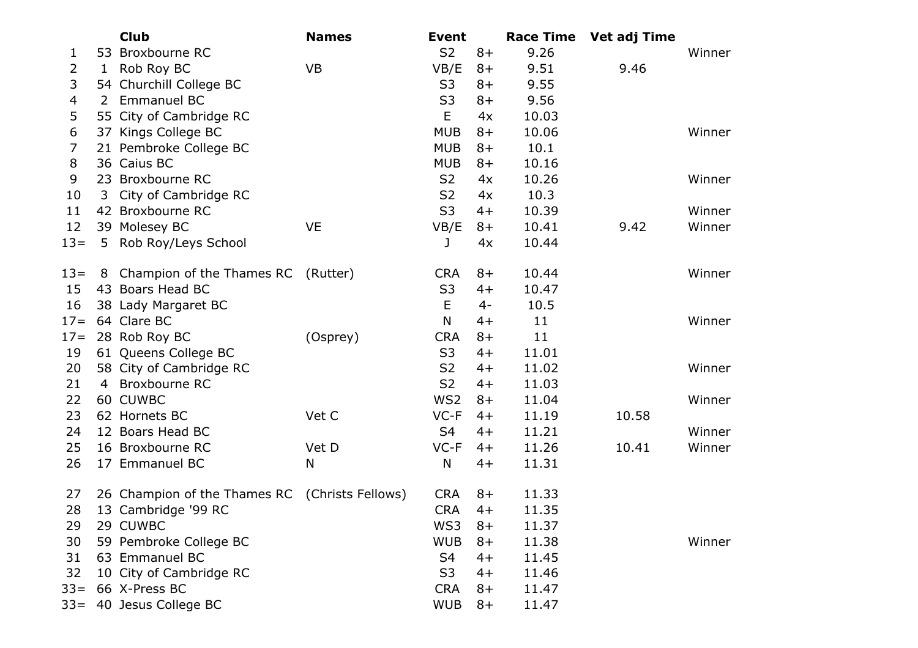| | | Club | Names | Event | | Race Time | Vet adj Time | |
|---|---|---|---|---|---|---|---|---|
| 1 | 53 | Broxbourne RC | | S2 | 8+ | 9.26 | | Winner |
| 2 | 1 | Rob Roy BC | VB | VB/E | 8+ | 9.51 | 9.46 | |
| 3 | 54 | Churchill College BC | | S3 | 8+ | 9.55 | | |
| 4 | 2 | Emmanuel BC | | S3 | 8+ | 9.56 | | |
| 5 | 55 | City of Cambridge RC | | E | 4x | 10.03 | | |
| 6 | 37 | Kings College BC | | MUB | 8+ | 10.06 | | Winner |
| 7 | 21 | Pembroke College BC | | MUB | 8+ | 10.1 | | |
| 8 | 36 | Caius BC | | MUB | 8+ | 10.16 | | |
| 9 | 23 | Broxbourne RC | | S2 | 4x | 10.26 | | Winner |
| 10 | 3 | City of Cambridge RC | | S2 | 4x | 10.3 | | |
| 11 | 42 | Broxbourne RC | | S3 | 4+ | 10.39 | | Winner |
| 12 | 39 | Molesey BC | VE | VB/E | 8+ | 10.41 | 9.42 | Winner |
| 13= | 5 | Rob Roy/Leys School | | J | 4x | 10.44 | | |
| 13= | 8 | Champion of the Thames RC | (Rutter) | CRA | 8+ | 10.44 | | Winner |
| 15 | 43 | Boars Head BC | | S3 | 4+ | 10.47 | | |
| 16 | 38 | Lady Margaret BC | | E | 4- | 10.5 | | |
| 17= | 64 | Clare BC | | N | 4+ | 11 | | Winner |
| 17= | 28 | Rob Roy BC | (Osprey) | CRA | 8+ | 11 | | |
| 19 | 61 | Queens College BC | | S3 | 4+ | 11.01 | | |
| 20 | 58 | City of Cambridge RC | | S2 | 4+ | 11.02 | | Winner |
| 21 | 4 | Broxbourne RC | | S2 | 4+ | 11.03 | | |
| 22 | 60 | CUWBC | | WS2 | 8+ | 11.04 | | Winner |
| 23 | 62 | Hornets BC | Vet C | VC-F | 4+ | 11.19 | 10.58 | |
| 24 | 12 | Boars Head BC | | S4 | 4+ | 11.21 | | Winner |
| 25 | 16 | Broxbourne RC | Vet D | VC-F | 4+ | 11.26 | 10.41 | Winner |
| 26 | 17 | Emmanuel BC | N | N | 4+ | 11.31 | | |
| 27 | 26 | Champion of the Thames RC | (Christs Fellows) | CRA | 8+ | 11.33 | | |
| 28 | 13 | Cambridge '99 RC | | CRA | 4+ | 11.35 | | |
| 29 | 29 | CUWBC | | WS3 | 8+ | 11.37 | | |
| 30 | 59 | Pembroke College BC | | WUB | 8+ | 11.38 | | Winner |
| 31 | 63 | Emmanuel BC | | S4 | 4+ | 11.45 | | |
| 32 | 10 | City of Cambridge RC | | S3 | 4+ | 11.46 | | |
| 33= | 66 | X-Press BC | | CRA | 8+ | 11.47 | | |
| 33= | 40 | Jesus College BC | | WUB | 8+ | 11.47 | | |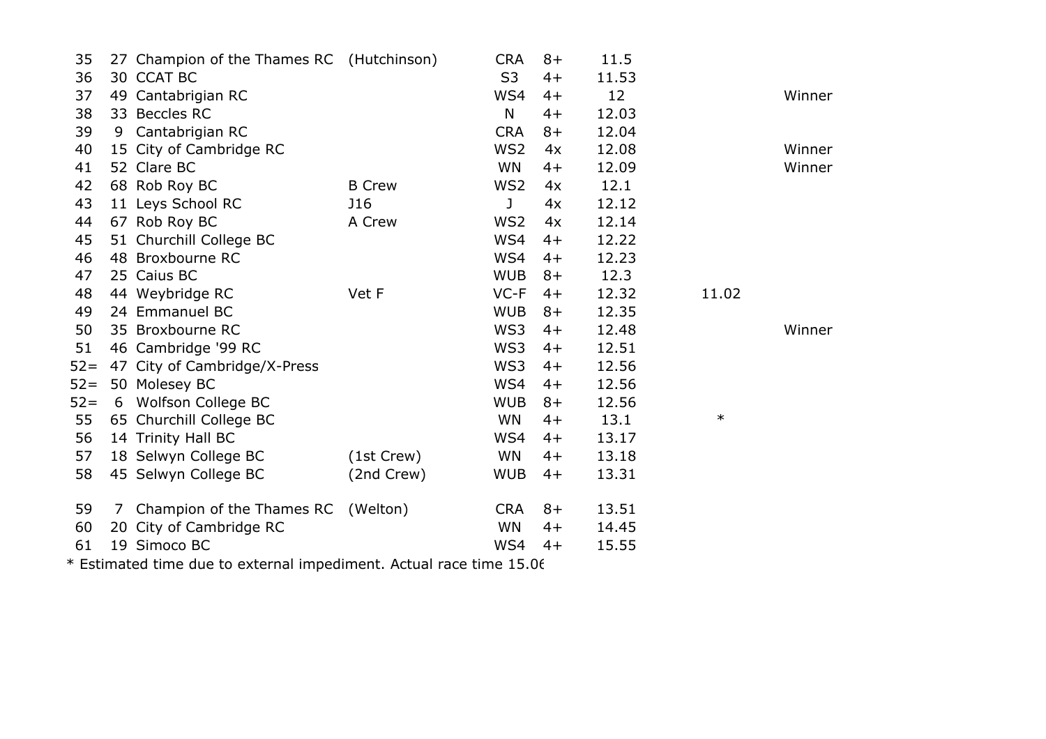| | | | | | | | | |
|---|---|---|---|---|---|---|---|---|
| 35 | 27 | Champion of the Thames RC | (Hutchinson) | CRA | 8+ | 11.5 | | |
| 36 | 30 | CCAT BC | | S3 | 4+ | 11.53 | | |
| 37 | 49 | Cantabrigian RC | | WS4 | 4+ | 12 | | Winner |
| 38 | 33 | Beccles RC | | N | 4+ | 12.03 | | |
| 39 | 9 | Cantabrigian RC | | CRA | 8+ | 12.04 | | |
| 40 | 15 | City of Cambridge RC | | WS2 | 4x | 12.08 | | Winner |
| 41 | 52 | Clare BC | | WN | 4+ | 12.09 | | Winner |
| 42 | 68 | Rob Roy BC | B Crew | WS2 | 4x | 12.1 | | |
| 43 | 11 | Leys School RC | J16 | J | 4x | 12.12 | | |
| 44 | 67 | Rob Roy BC | A Crew | WS2 | 4x | 12.14 | | |
| 45 | 51 | Churchill College BC | | WS4 | 4+ | 12.22 | | |
| 46 | 48 | Broxbourne RC | | WS4 | 4+ | 12.23 | | |
| 47 | 25 | Caius BC | | WUB | 8+ | 12.3 | | |
| 48 | 44 | Weybridge RC | Vet F | VC-F | 4+ | 12.32 | 11.02 | |
| 49 | 24 | Emmanuel BC | | WUB | 8+ | 12.35 | | |
| 50 | 35 | Broxbourne RC | | WS3 | 4+ | 12.48 | | Winner |
| 51 | 46 | Cambridge '99 RC | | WS3 | 4+ | 12.51 | | |
| 52= | 47 | City of Cambridge/X-Press | | WS3 | 4+ | 12.56 | | |
| 52= | 50 | Molesey BC | | WS4 | 4+ | 12.56 | | |
| 52= | 6 | Wolfson College BC | | WUB | 8+ | 12.56 | | |
| 55 | 65 | Churchill College BC | | WN | 4+ | 13.1 | * | |
| 56 | 14 | Trinity Hall BC | | WS4 | 4+ | 13.17 | | |
| 57 | 18 | Selwyn College BC | (1st Crew) | WN | 4+ | 13.18 | | |
| 58 | 45 | Selwyn College BC | (2nd Crew) | WUB | 4+ | 13.31 | | |
| 59 | 7 | Champion of the Thames RC | (Welton) | CRA | 8+ | 13.51 | | |
| 60 | 20 | City of Cambridge RC | | WN | 4+ | 14.45 | | |
| 61 | 19 | Simoco BC | | WS4 | 4+ | 15.55 | | |

* Estimated time due to external impediment. Actual race time 15.06